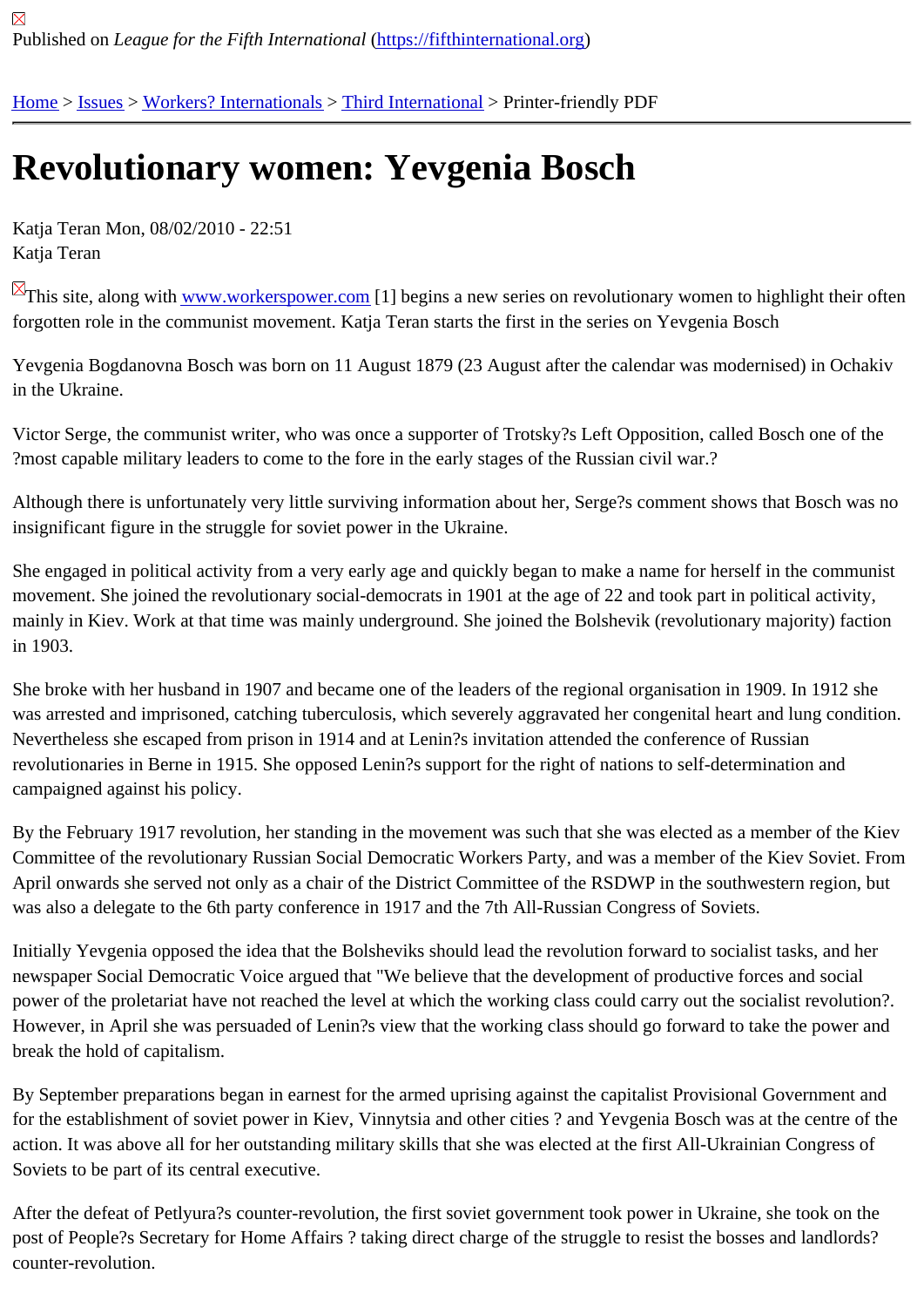Published on *League for the Fifth International* (https://fifthinternational.org)

Home > Issues > Workers? Internationals > Third International > Printer-friendly PDF

# Revolutionary women: Yevgenia Bosch

Katja Teran Mon, 08/02/2010 - 22:51
Katja Teran

This site, along with www.workerspower.com [1] begins a new series on revolutionary women to highlight their often forgotten role in the communist movement. Katja Teran starts the first in the series on Yevgenia Bosch

Yevgenia Bogdanovna Bosch was born on 11 August 1879 (23 August after the calendar was modernised) in Ochakiv in the Ukraine.

Victor Serge, the communist writer, who was once a supporter of Trotsky?s Left Opposition, called Bosch one of the ?most capable military leaders to come to the fore in the early stages of the Russian civil war.?

Although there is unfortunately very little surviving information about her, Serge?s comment shows that Bosch was no insignificant figure in the struggle for soviet power in the Ukraine.

She engaged in political activity from a very early age and quickly began to make a name for herself in the communist movement. She joined the revolutionary social-democrats in 1901 at the age of 22 and took part in political activity, mainly in Kiev. Work at that time was mainly underground. She joined the Bolshevik (revolutionary majority) faction in 1903.

She broke with her husband in 1907 and became one of the leaders of the regional organisation in 1909. In 1912 she was arrested and imprisoned, catching tuberculosis, which severely aggravated her congenital heart and lung condition. Nevertheless she escaped from prison in 1914 and at Lenin?s invitation attended the conference of Russian revolutionaries in Berne in 1915. She opposed Lenin?s support for the right of nations to self-determination and campaigned against his policy.

By the February 1917 revolution, her standing in the movement was such that she was elected as a member of the Kiev Committee of the revolutionary Russian Social Democratic Workers Party, and was a member of the Kiev Soviet. From April onwards she served not only as a chair of the District Committee of the RSDWP in the southwestern region, but was also a delegate to the 6th party conference in 1917 and the 7th All-Russian Congress of Soviets.

Initially Yevgenia opposed the idea that the Bolsheviks should lead the revolution forward to socialist tasks, and her newspaper Social Democratic Voice argued that "We believe that the development of productive forces and social power of the proletariat have not reached the level at which the working class could carry out the socialist revolution?. However, in April she was persuaded of Lenin?s view that the working class should go forward to take the power and break the hold of capitalism.

By September preparations began in earnest for the armed uprising against the capitalist Provisional Government and for the establishment of soviet power in Kiev, Vinnytsia and other cities ? and Yevgenia Bosch was at the centre of the action. It was above all for her outstanding military skills that she was elected at the first All-Ukrainian Congress of Soviets to be part of its central executive.

After the defeat of Petlyura?s counter-revolution, the first soviet government took power in Ukraine, she took on the post of People?s Secretary for Home Affairs ? taking direct charge of the struggle to resist the bosses and landlords? counter-revolution.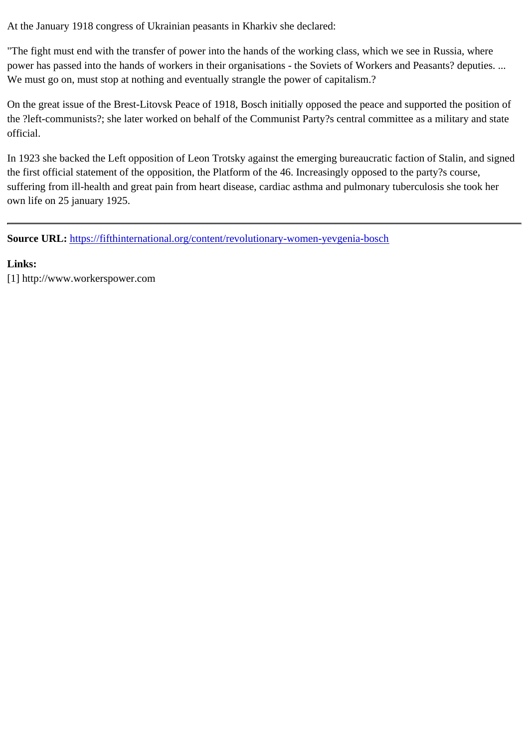At the January 1918 congress of Ukrainian peasants in Kharkiv she declared:

"The fight must end with the transfer of power into the hands of the working class, which we see in Russia, where power has passed into the hands of workers in their organisations - the Soviets of Workers and Peasants? deputies. ... We must go on, must stop at nothing and eventually strangle the power of capitalism.?

On the great issue of the Brest-Litovsk Peace of 1918, Bosch initially opposed the peace and supported the position of the ?left-communists?; she later worked on behalf of the Communist Party?s central committee as a military and state official.

In 1923 she backed the Left opposition of Leon Trotsky against the emerging bureaucratic faction of Stalin, and signed the first official statement of the opposition, the Platform of the 46. Increasingly opposed to the party?s course, suffering from ill-health and great pain from heart disease, cardiac asthma and pulmonary tuberculosis she took her own life on 25 january 1925.

---

**Source URL:** https://fifthinternational.org/content/revolutionary-women-yevgenia-bosch

**Links:**
[1] http://www.workerspower.com